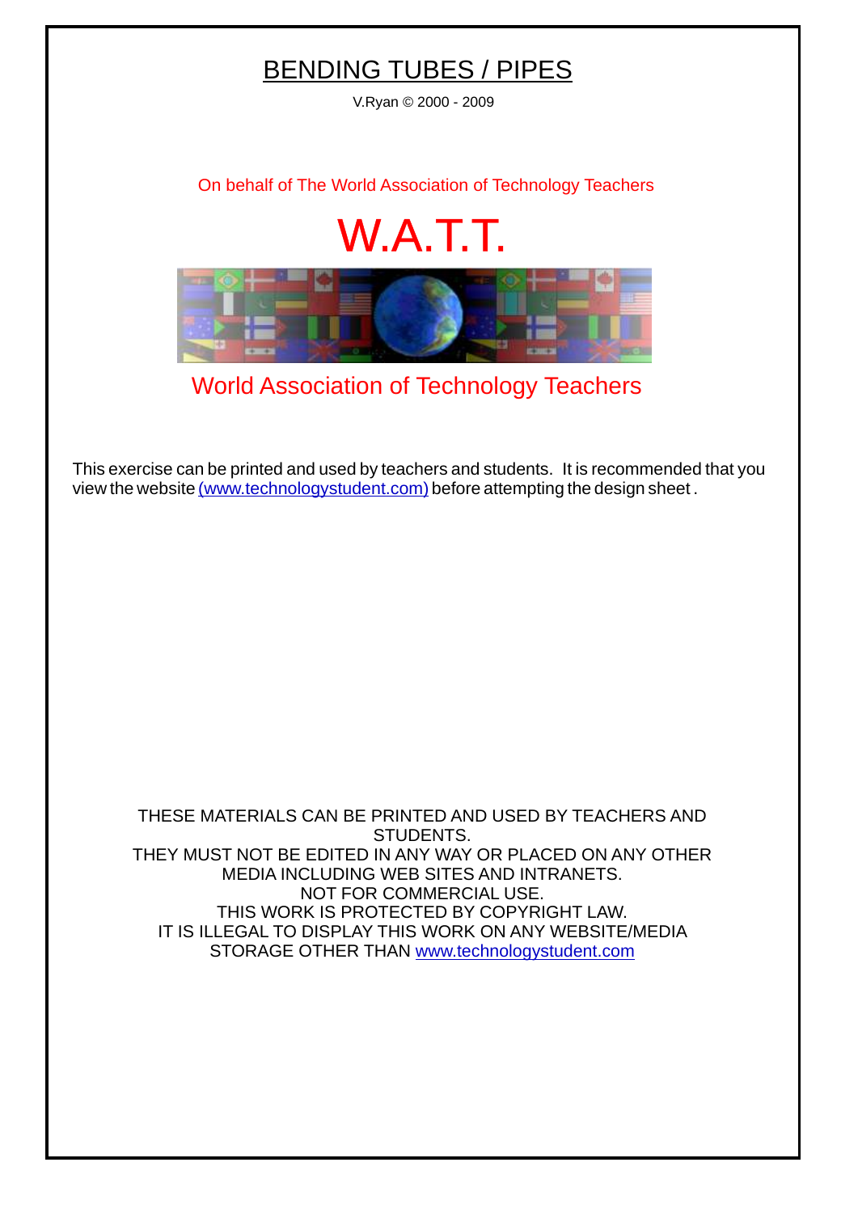# BENDING TUBES / PIPES

V.Ryan © 2000 - 2009

On behalf of The World Association of Technology Teachers

W.A.T.T.

World Association of Technology Teachers

This exercise can be printed and used by teachers and students. It is recommended that you view the website (www.technologystudent.com) before attempting the design sheet .

THESE MATERIALS CAN BE PRINTED AND USED BY TEACHERS AND STUDENTS.
THEY MUST NOT BE EDITED IN ANY WAY OR PLACED ON ANY OTHER MEDIA INCLUDING WEB SITES AND INTRANETS.
NOT FOR COMMERCIAL USE.
THIS WORK IS PROTECTED BY COPYRIGHT LAW.
IT IS ILLEGAL TO DISPLAY THIS WORK ON ANY WEBSITE/MEDIA STORAGE OTHER THAN www.technologystudent.com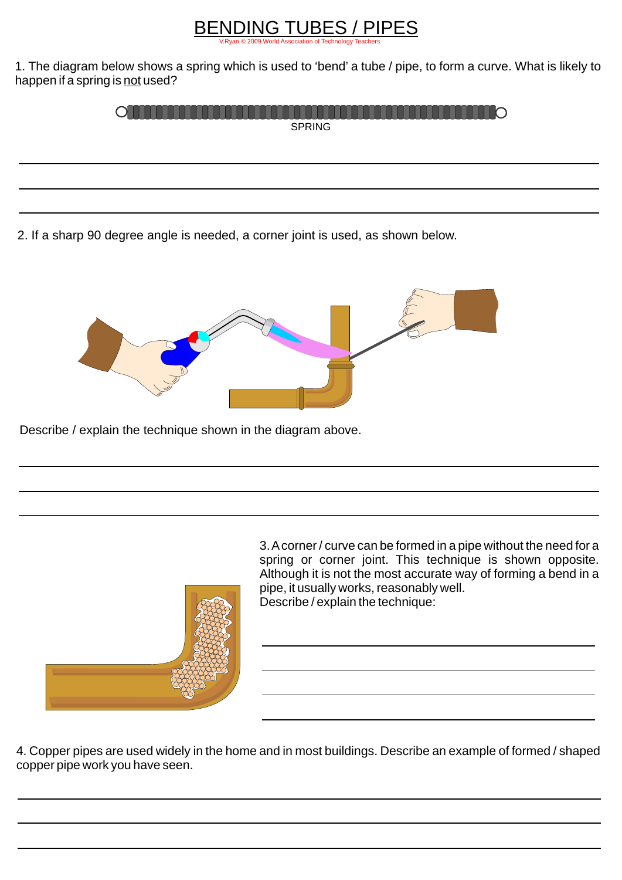# BENDING TUBES / PIPES

V.Ryan © 2009 World Association of Technology Teachers

1. The diagram below shows a spring which is used to 'bend' a tube / pipe, to form a curve. What is likely to happen if a spring is not used?

SPRING

2. If a sharp 90 degree angle is needed, a corner joint is used, as shown below.

Describe / explain the technique shown in the diagram above.

3. A corner / curve can be formed in a pipe without the need for a spring or corner joint. This technique is shown opposite. Although it is not the most accurate way of forming a bend in a pipe, it usually works, reasonably well.
Describe / explain the technique:

4. Copper pipes are used widely in the home and in most buildings. Describe an example of formed / shaped copper pipe work you have seen.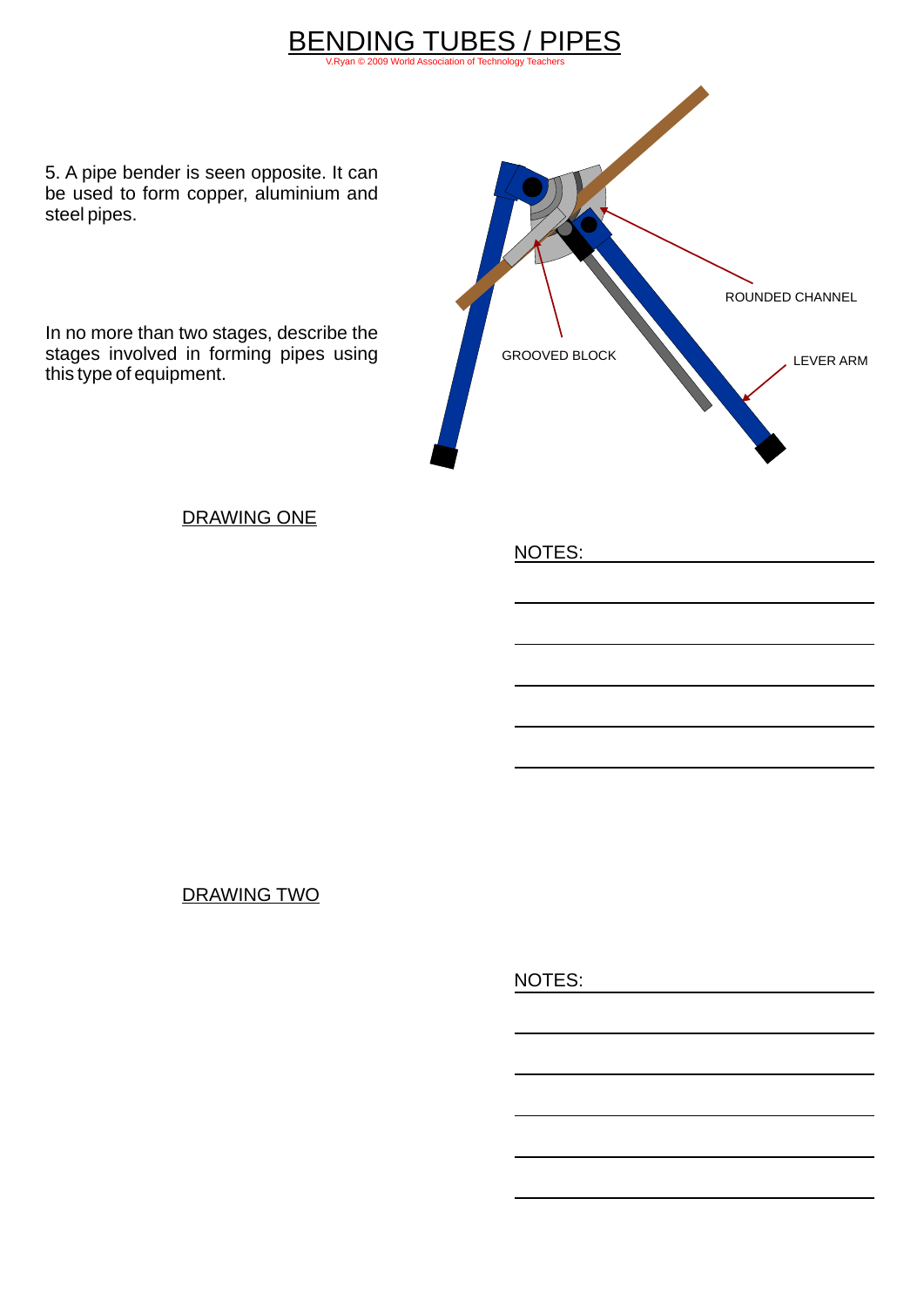# BENDING TUBES / PIPES

V.Ryan © 2009 World Association of Technology Teachers

5. A pipe bender is seen opposite. It can be used to form copper, aluminium and steel pipes.

In no more than two stages, describe the stages involved in forming pipes using this type of equipment.

ROUNDED CHANNEL

GROOVED BLOCK

LEVER ARM

DRAWING ONE

NOTES:

DRAWING TWO

NOTES: